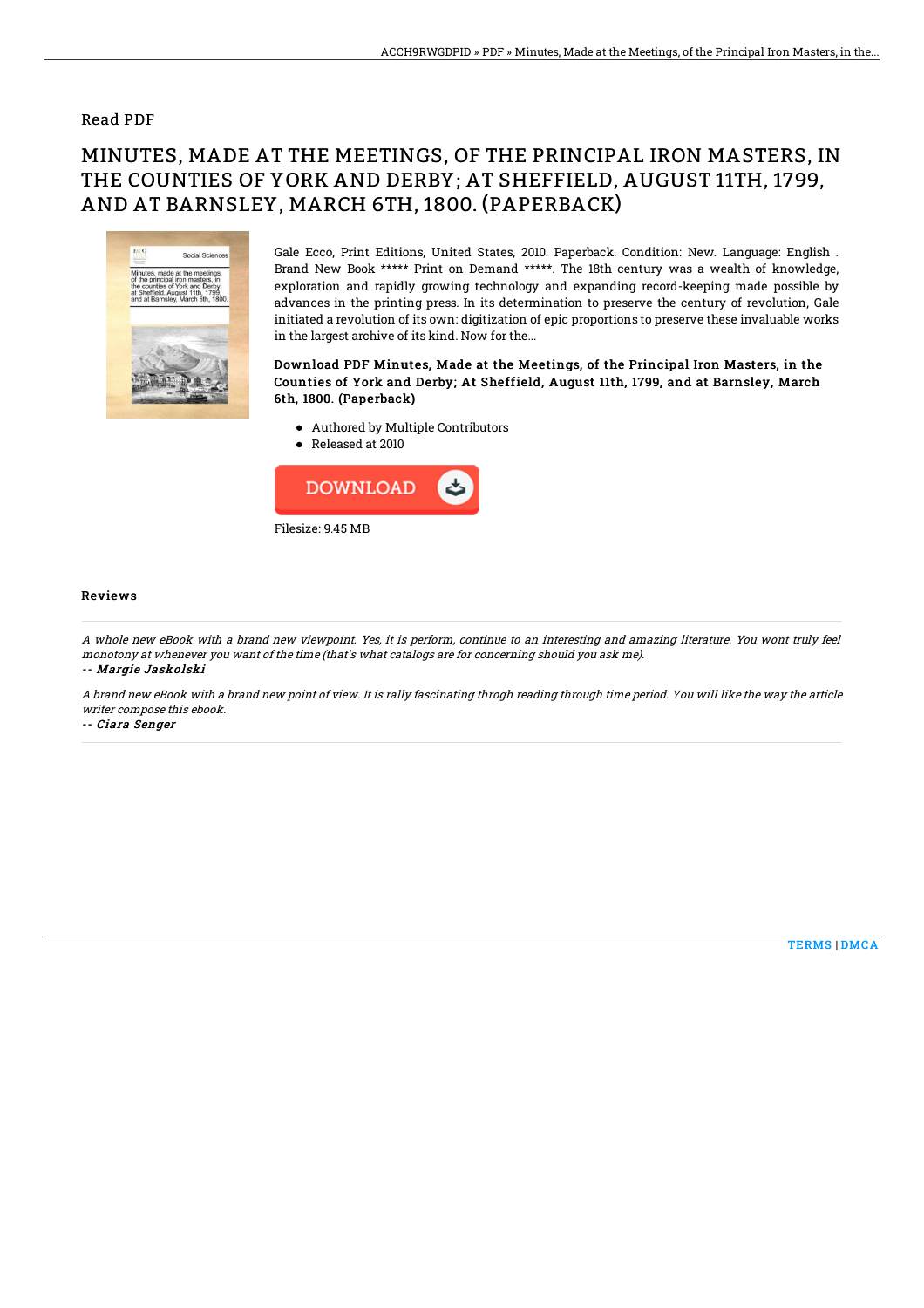Read PDF

# MINUTES, MADE AT THE MEETINGS, OF THE PRINCIPAL IRON MASTERS, IN THE COUNTIES OF YORK AND DERBY; AT SHEFFIELD, AUGUST 11TH, 1799, AND AT BARNSLEY, MARCH 6TH, 1800. (PAPERBACK)

Gale Ecco, Print Editions, United States, 2010. Paperback. Condition: New. Language: English . Brand New Book ***** Print on Demand *****. The 18th century was a wealth of knowledge, exploration and rapidly growing technology and expanding record-keeping made possible by advances in the printing press. In its determination to preserve the century of revolution, Gale initiated a revolution of its own: digitization of epic proportions to preserve these invaluable works in the largest archive of its kind. Now for the...

**Download PDF Minutes, Made at the Meetings, of the Principal Iron Masters, in the Counties of York and Derby; At Sheffield, August 11th, 1799, and at Barnsley, March 6th, 1800. (Paperback)**

- Authored by Multiple Contributors
- Released at 2010

DOWNLOAD

Filesize: 9.45 MB

## Reviews

*A whole new eBook with a brand new viewpoint. Yes, it is perform, continue to an interesting and amazing literature. You wont truly feel monotony at whenever you want of the time (that's what catalogs are for concerning should you ask me).*

*-- Margie Jaskolski*

*A brand new eBook with a brand new point of view. It is rally fascinating throgh reading through time period. You will like the way the article writer compose this ebook.*

*-- Ciara Senger*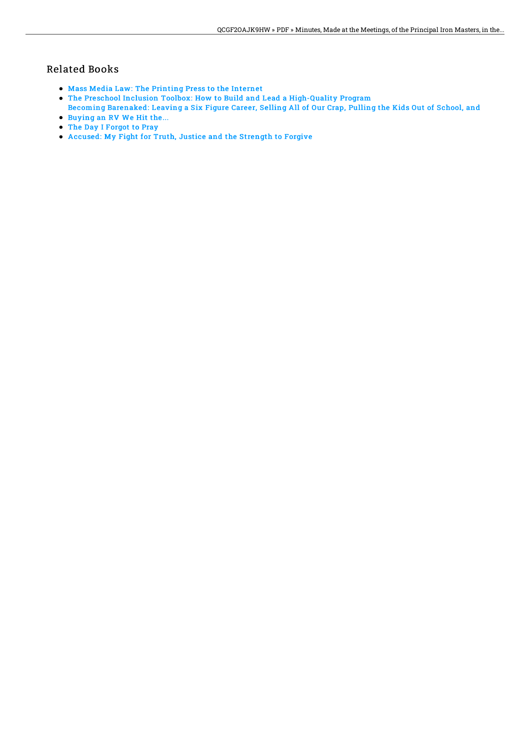## Related Books

- Mass Media Law: The Printing Press to the Internet
- The Preschool Inclusion Toolbox: How to Build and Lead a High-Quality Program
- Becoming Barenaked: Leaving a Six Figure Career, Selling All of Our Crap, Pulling the Kids Out of School, and Buying an RV We Hit the...
- The Day I Forgot to Pray
- Accused: My Fight for Truth, Justice and the Strength to Forgive